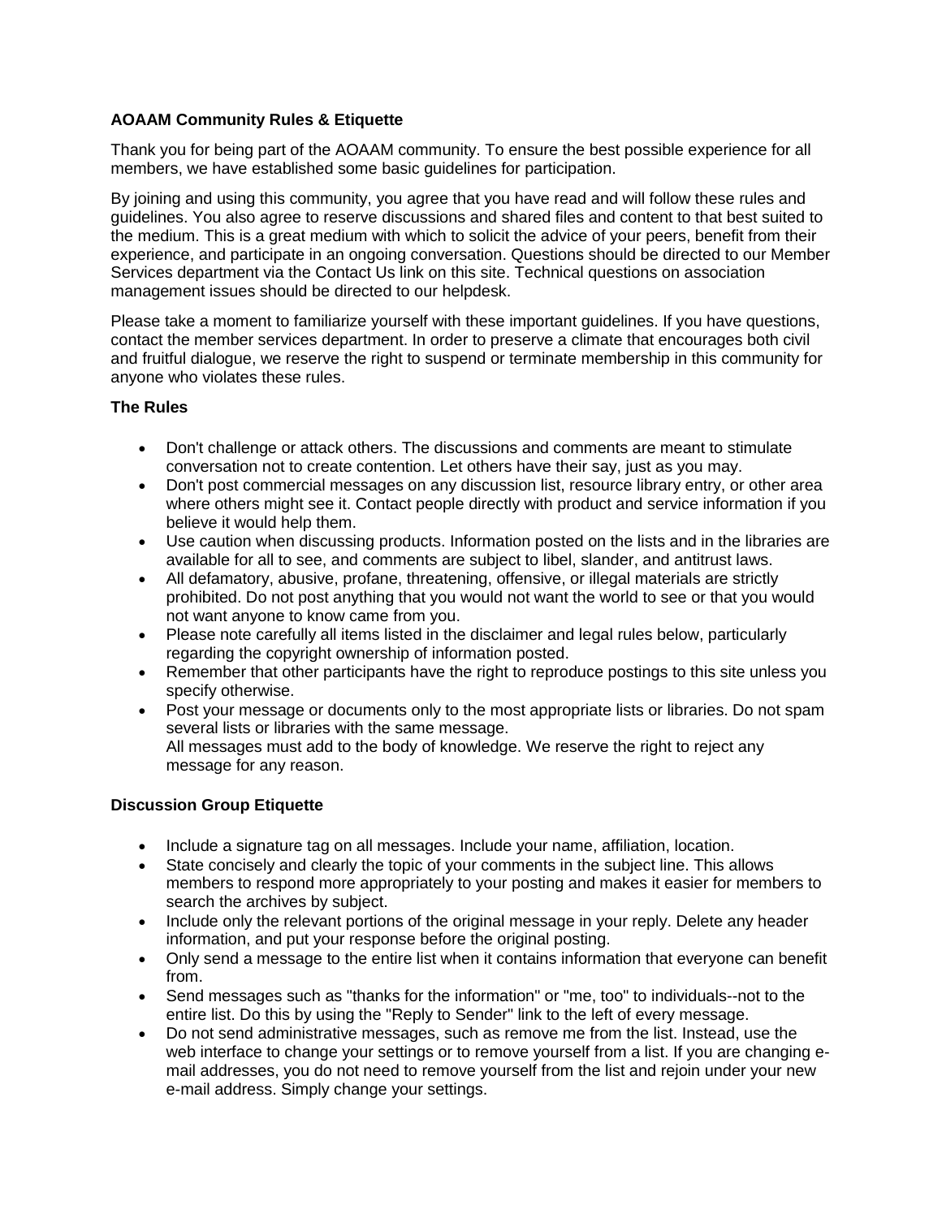**AOAAM Community Rules & Etiquette**

Thank you for being part of the AOAAM community. To ensure the best possible experience for all members, we have established some basic guidelines for participation.

By joining and using this community, you agree that you have read and will follow these rules and guidelines. You also agree to reserve discussions and shared files and content to that best suited to the medium. This is a great medium with which to solicit the advice of your peers, benefit from their experience, and participate in an ongoing conversation. Questions should be directed to our Member Services department via the Contact Us link on this site. Technical questions on association management issues should be directed to our helpdesk.

Please take a moment to familiarize yourself with these important guidelines. If you have questions, contact the member services department. In order to preserve a climate that encourages both civil and fruitful dialogue, we reserve the right to suspend or terminate membership in this community for anyone who violates these rules.

**The Rules**

- Don't challenge or attack others. The discussions and comments are meant to stimulate conversation not to create contention. Let others have their say, just as you may.
- Don't post commercial messages on any discussion list, resource library entry, or other area where others might see it. Contact people directly with product and service information if you believe it would help them.
- Use caution when discussing products. Information posted on the lists and in the libraries are available for all to see, and comments are subject to libel, slander, and antitrust laws.
- All defamatory, abusive, profane, threatening, offensive, or illegal materials are strictly prohibited. Do not post anything that you would not want the world to see or that you would not want anyone to know came from you.
- Please note carefully all items listed in the disclaimer and legal rules below, particularly regarding the copyright ownership of information posted.
- Remember that other participants have the right to reproduce postings to this site unless you specify otherwise.
- Post your message or documents only to the most appropriate lists or libraries. Do not spam several lists or libraries with the same message.
  All messages must add to the body of knowledge. We reserve the right to reject any message for any reason.

**Discussion Group Etiquette**

- Include a signature tag on all messages. Include your name, affiliation, location.
- State concisely and clearly the topic of your comments in the subject line. This allows members to respond more appropriately to your posting and makes it easier for members to search the archives by subject.
- Include only the relevant portions of the original message in your reply. Delete any header information, and put your response before the original posting.
- Only send a message to the entire list when it contains information that everyone can benefit from.
- Send messages such as "thanks for the information" or "me, too" to individuals--not to the entire list. Do this by using the "Reply to Sender" link to the left of every message.
- Do not send administrative messages, such as remove me from the list. Instead, use the web interface to change your settings or to remove yourself from a list. If you are changing e-mail addresses, you do not need to remove yourself from the list and rejoin under your new e-mail address. Simply change your settings.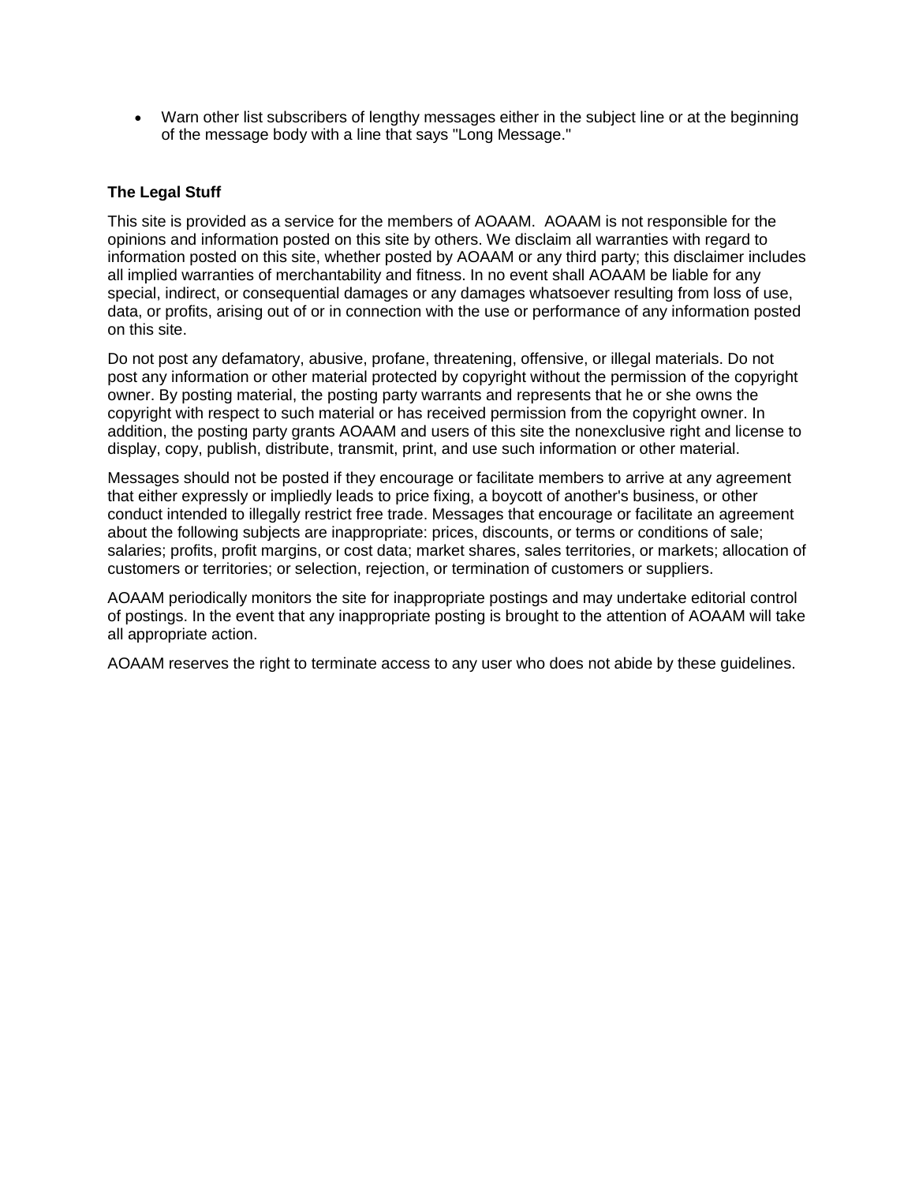- Warn other list subscribers of lengthy messages either in the subject line or at the beginning of the message body with a line that says "Long Message."

**The Legal Stuff**

This site is provided as a service for the members of AOAAM. AOAAM is not responsible for the opinions and information posted on this site by others. We disclaim all warranties with regard to information posted on this site, whether posted by AOAAM or any third party; this disclaimer includes all implied warranties of merchantability and fitness. In no event shall AOAAM be liable for any special, indirect, or consequential damages or any damages whatsoever resulting from loss of use, data, or profits, arising out of or in connection with the use or performance of any information posted on this site.

Do not post any defamatory, abusive, profane, threatening, offensive, or illegal materials. Do not post any information or other material protected by copyright without the permission of the copyright owner. By posting material, the posting party warrants and represents that he or she owns the copyright with respect to such material or has received permission from the copyright owner. In addition, the posting party grants AOAAM and users of this site the nonexclusive right and license to display, copy, publish, distribute, transmit, print, and use such information or other material.

Messages should not be posted if they encourage or facilitate members to arrive at any agreement that either expressly or impliedly leads to price fixing, a boycott of another's business, or other conduct intended to illegally restrict free trade. Messages that encourage or facilitate an agreement about the following subjects are inappropriate: prices, discounts, or terms or conditions of sale; salaries; profits, profit margins, or cost data; market shares, sales territories, or markets; allocation of customers or territories; or selection, rejection, or termination of customers or suppliers.

AOAAM periodically monitors the site for inappropriate postings and may undertake editorial control of postings. In the event that any inappropriate posting is brought to the attention of AOAAM will take all appropriate action.

AOAAM reserves the right to terminate access to any user who does not abide by these guidelines.